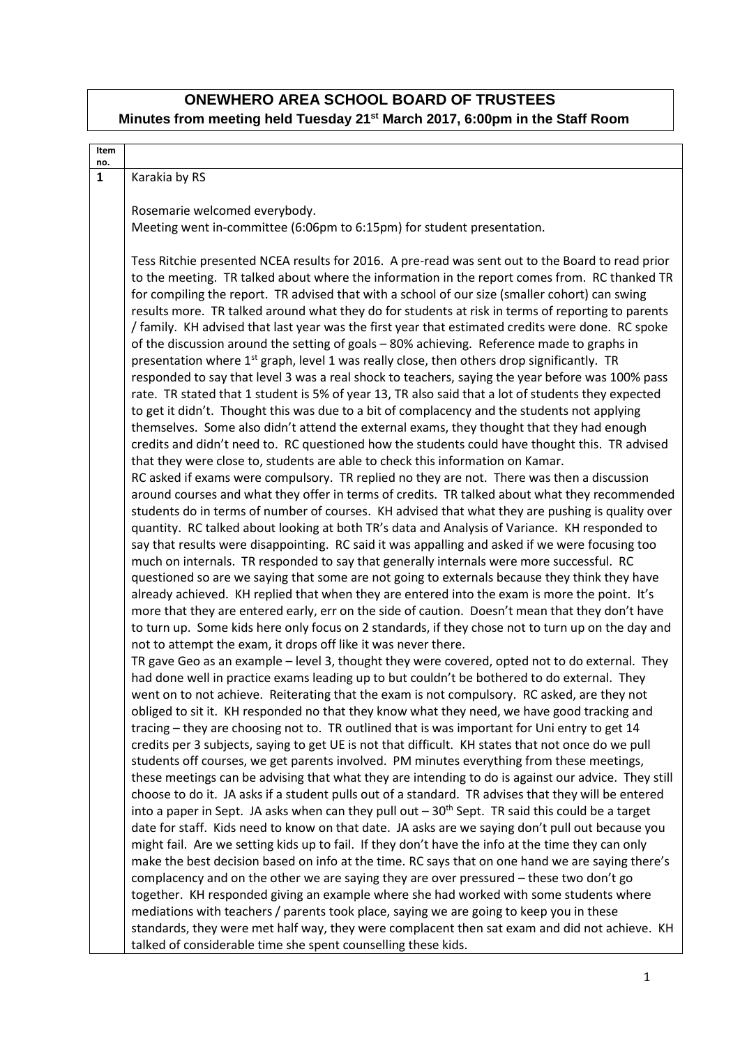# ONEWHERO AREA SCHOOL BOARD OF TRUSTEES

## Minutes from meeting held Tuesday 21st March 2017, 6:00pm in the Staff Room

| Item no. | |
|---|---|
| 1 | Karakia by RS<br><br>Rosemarie welcomed everybody.<br>Meeting went in-committee (6:06pm to 6:15pm) for student presentation.<br><br>Tess Ritchie presented NCEA results for 2016. A pre-read was sent out to the Board to read prior to the meeting. TR talked about where the information in the report comes from. RC thanked TR for compiling the report. TR advised that with a school of our size (smaller cohort) can swing results more. TR talked around what they do for students at risk in terms of reporting to parents / family. KH advised that last year was the first year that estimated credits were done. RC spoke of the discussion around the setting of goals – 80% achieving. Reference made to graphs in presentation where 1st graph, level 1 was really close, then others drop significantly. TR responded to say that level 3 was a real shock to teachers, saying the year before was 100% pass rate. TR stated that 1 student is 5% of year 13, TR also said that a lot of students they expected to get it didn't. Thought this was due to a bit of complacency and the students not applying themselves. Some also didn't attend the external exams, they thought that they had enough credits and didn't need to. RC questioned how the students could have thought this. TR advised that they were close to, students are able to check this information on Kamar.<br>RC asked if exams were compulsory. TR replied no they are not. There was then a discussion around courses and what they offer in terms of credits. TR talked about what they recommended students do in terms of number of courses. KH advised that what they are pushing is quality over quantity. RC talked about looking at both TR's data and Analysis of Variance. KH responded to say that results were disappointing. RC said it was appalling and asked if we were focusing too much on internals. TR responded to say that generally internals were more successful. RC questioned so are we saying that some are not going to externals because they think they have already achieved. KH replied that when they are entered into the exam is more the point. It's more that they are entered early, err on the side of caution. Doesn't mean that they don't have to turn up. Some kids here only focus on 2 standards, if they chose not to turn up on the day and not to attempt the exam, it drops off like it was never there.<br>TR gave Geo as an example – level 3, thought they were covered, opted not to do external. They had done well in practice exams leading up to but couldn't be bothered to do external. They went on to not achieve. Reiterating that the exam is not compulsory. RC asked, are they not obliged to sit it. KH responded no that they know what they need, we have good tracking and tracing – they are choosing not to. TR outlined that is was important for Uni entry to get 14 credits per 3 subjects, saying to get UE is not that difficult. KH states that not once do we pull students off courses, we get parents involved. PM minutes everything from these meetings, these meetings can be advising that what they are intending to do is against our advice. They still choose to do it. JA asks if a student pulls out of a standard. TR advises that they will be entered into a paper in Sept. JA asks when can they pull out – 30th Sept. TR said this could be a target date for staff. Kids need to know on that date. JA asks are we saying don't pull out because you might fail. Are we setting kids up to fail. If they don't have the info at the time they can only make the best decision based on info at the time. RC says that on one hand we are saying there's complacency and on the other we are saying they are over pressured – these two don't go together. KH responded giving an example where she had worked with some students where mediations with teachers / parents took place, saying we are going to keep you in these standards, they were met half way, they were complacent then sat exam and did not achieve. KH talked of considerable time she spent counselling these kids. |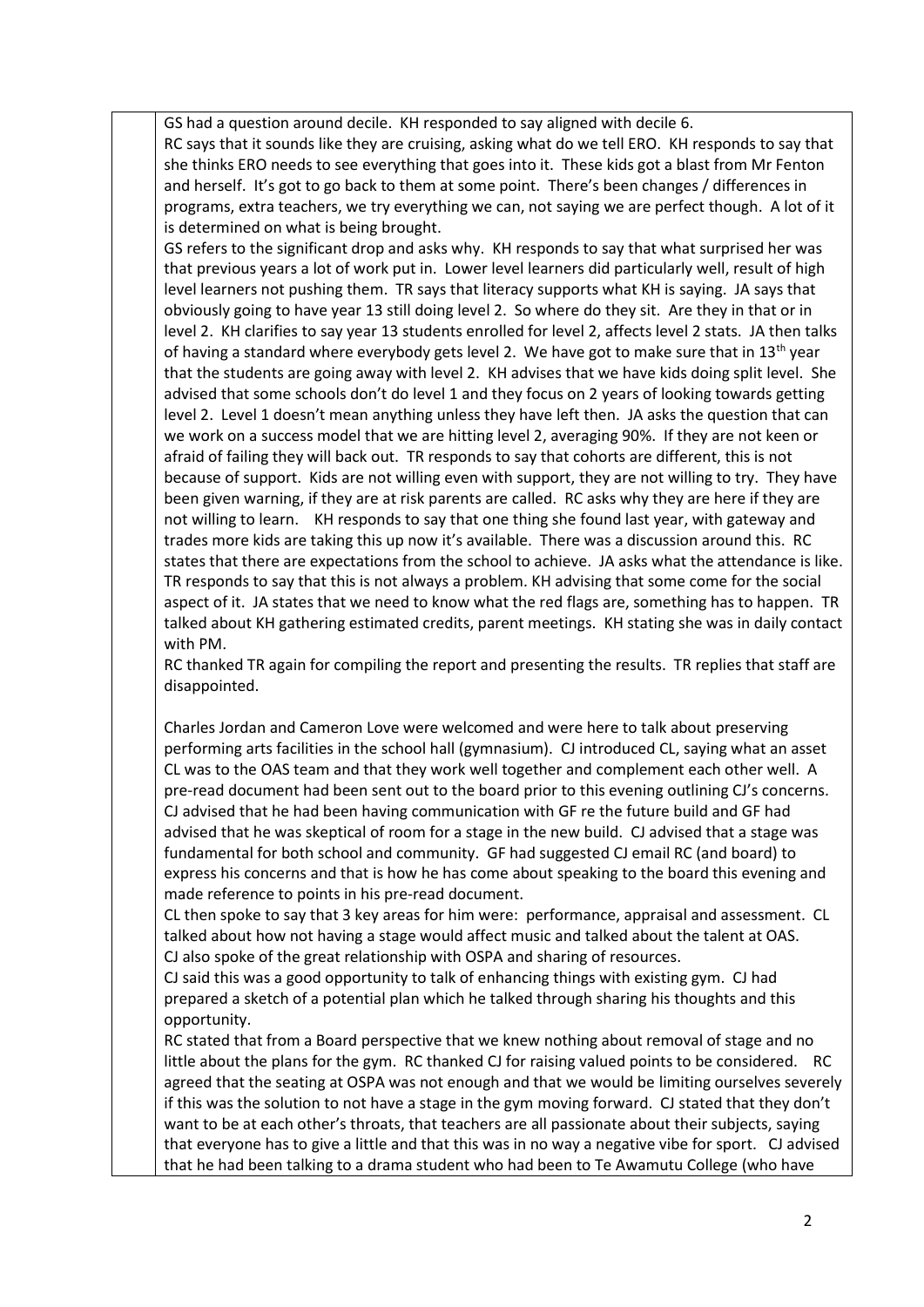GS had a question around decile. KH responded to say aligned with decile 6.

RC says that it sounds like they are cruising, asking what do we tell ERO. KH responds to say that she thinks ERO needs to see everything that goes into it. These kids got a blast from Mr Fenton and herself. It's got to go back to them at some point. There's been changes / differences in programs, extra teachers, we try everything we can, not saying we are perfect though. A lot of it is determined on what is being brought.

GS refers to the significant drop and asks why. KH responds to say that what surprised her was that previous years a lot of work put in. Lower level learners did particularly well, result of high level learners not pushing them. TR says that literacy supports what KH is saying. JA says that obviously going to have year 13 still doing level 2. So where do they sit. Are they in that or in level 2. KH clarifies to say year 13 students enrolled for level 2, affects level 2 stats. JA then talks of having a standard where everybody gets level 2. We have got to make sure that in 13th year that the students are going away with level 2. KH advises that we have kids doing split level. She advised that some schools don't do level 1 and they focus on 2 years of looking towards getting level 2. Level 1 doesn't mean anything unless they have left then. JA asks the question that can we work on a success model that we are hitting level 2, averaging 90%. If they are not keen or afraid of failing they will back out. TR responds to say that cohorts are different, this is not because of support. Kids are not willing even with support, they are not willing to try. They have been given warning, if they are at risk parents are called. RC asks why they are here if they are not willing to learn. KH responds to say that one thing she found last year, with gateway and trades more kids are taking this up now it's available. There was a discussion around this. RC states that there are expectations from the school to achieve. JA asks what the attendance is like. TR responds to say that this is not always a problem. KH advising that some come for the social aspect of it. JA states that we need to know what the red flags are, something has to happen. TR talked about KH gathering estimated credits, parent meetings. KH stating she was in daily contact with PM.

RC thanked TR again for compiling the report and presenting the results. TR replies that staff are disappointed.

Charles Jordan and Cameron Love were welcomed and were here to talk about preserving performing arts facilities in the school hall (gymnasium). CJ introduced CL, saying what an asset CL was to the OAS team and that they work well together and complement each other well. A pre-read document had been sent out to the board prior to this evening outlining CJ's concerns. CJ advised that he had been having communication with GF re the future build and GF had advised that he was skeptical of room for a stage in the new build. CJ advised that a stage was fundamental for both school and community. GF had suggested CJ email RC (and board) to express his concerns and that is how he has come about speaking to the board this evening and made reference to points in his pre-read document.

CL then spoke to say that 3 key areas for him were: performance, appraisal and assessment. CL talked about how not having a stage would affect music and talked about the talent at OAS.

CJ also spoke of the great relationship with OSPA and sharing of resources.

CJ said this was a good opportunity to talk of enhancing things with existing gym. CJ had prepared a sketch of a potential plan which he talked through sharing his thoughts and this opportunity.

RC stated that from a Board perspective that we knew nothing about removal of stage and no little about the plans for the gym. RC thanked CJ for raising valued points to be considered. RC agreed that the seating at OSPA was not enough and that we would be limiting ourselves severely if this was the solution to not have a stage in the gym moving forward. CJ stated that they don't want to be at each other's throats, that teachers are all passionate about their subjects, saying that everyone has to give a little and that this was in no way a negative vibe for sport. CJ advised that he had been talking to a drama student who had been to Te Awamutu College (who have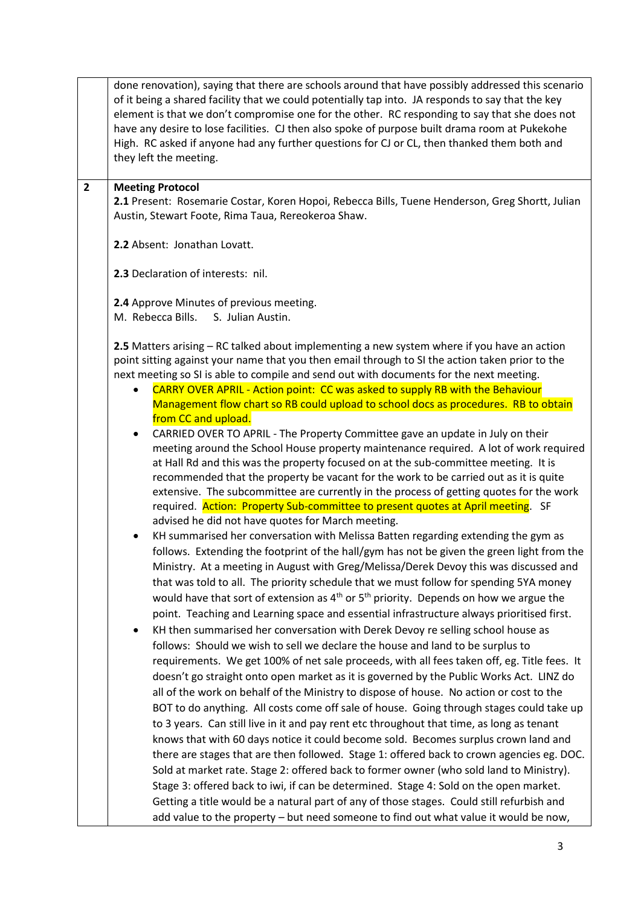| | |
|---|---|
| | done renovation), saying that there are schools around that have possibly addressed this scenario of it being a shared facility that we could potentially tap into. JA responds to say that the key element is that we don't compromise one for the other. RC responding to say that she does not have any desire to lose facilities. CJ then also spoke of purpose built drama room at Pukekohe High. RC asked if anyone had any further questions for CJ or CL, then thanked them both and they left the meeting. |
| **2** | **Meeting Protocol**<br>**2.1** Present: Rosemarie Costar, Koren Hopoi, Rebecca Bills, Tuene Henderson, Greg Shortt, Julian Austin, Stewart Foote, Rima Taua, Rereokeroa Shaw.<br><br>**2.2** Absent: Jonathan Lovatt.<br><br>**2.3** Declaration of interests: nil.<br><br>**2.4** Approve Minutes of previous meeting.<br>M. Rebecca Bills. S. Julian Austin.<br><br>**2.5** Matters arising – RC talked about implementing a new system where if you have an action point sitting against your name that you then email through to SI the action taken prior to the next meeting so SI is able to compile and send out with documents for the next meeting.<br>• CARRY OVER APRIL - Action point: CC was asked to supply RB with the Behaviour Management flow chart so RB could upload to school docs as procedures. RB to obtain from CC and upload.<br>• CARRIED OVER TO APRIL - The Property Committee gave an update in July on their meeting around the School House property maintenance required. A lot of work required at Hall Rd and this was the property focused on at the sub-committee meeting. It is recommended that the property be vacant for the work to be carried out as it is quite extensive. The subcommittee are currently in the process of getting quotes for the work required. Action: Property Sub-committee to present quotes at April meeting. SF advised he did not have quotes for March meeting.<br>• KH summarised her conversation with Melissa Batten regarding extending the gym as follows. Extending the footprint of the hall/gym has not be given the green light from the Ministry. At a meeting in August with Greg/Melissa/Derek Devoy this was discussed and that was told to all. The priority schedule that we must follow for spending 5YA money would have that sort of extension as 4th or 5th priority. Depends on how we argue the point. Teaching and Learning space and essential infrastructure always prioritised first.<br>• KH then summarised her conversation with Derek Devoy re selling school house as follows: Should we wish to sell we declare the house and land to be surplus to requirements. We get 100% of net sale proceeds, with all fees taken off, eg. Title fees. It doesn't go straight onto open market as it is governed by the Public Works Act. LINZ do all of the work on behalf of the Ministry to dispose of house. No action or cost to the BOT to do anything. All costs come off sale of house. Going through stages could take up to 3 years. Can still live in it and pay rent etc throughout that time, as long as tenant knows that with 60 days notice it could become sold. Becomes surplus crown land and there are stages that are then followed. Stage 1: offered back to crown agencies eg. DOC. Sold at market rate. Stage 2: offered back to former owner (who sold land to Ministry). Stage 3: offered back to iwi, if can be determined. Stage 4: Sold on the open market. Getting a title would be a natural part of any of those stages. Could still refurbish and add value to the property – but need someone to find out what value it would be now, |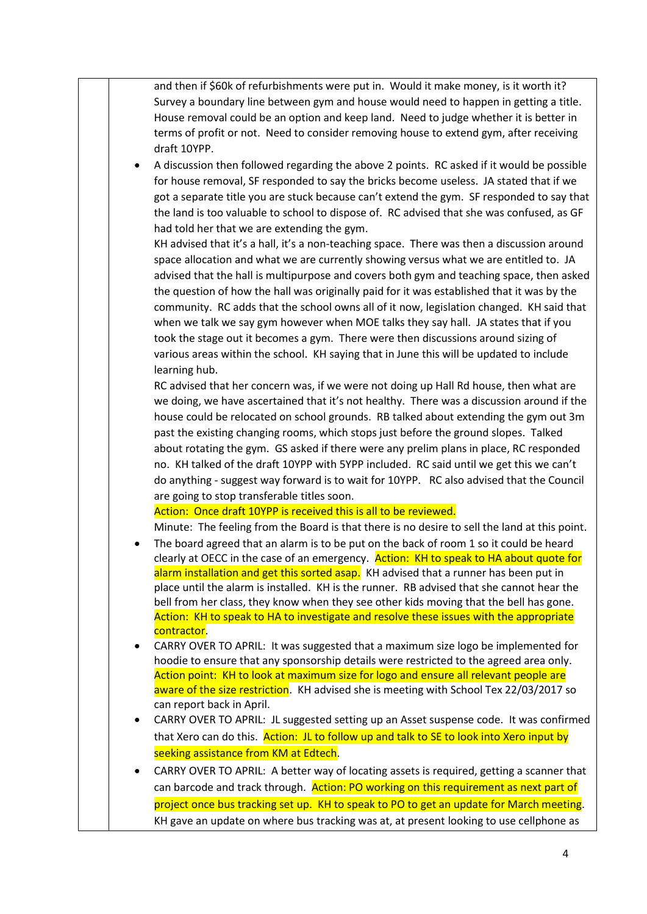and then if $60k of refurbishments were put in. Would it make money, is it worth it? Survey a boundary line between gym and house would need to happen in getting a title. House removal could be an option and keep land. Need to judge whether it is better in terms of profit or not. Need to consider removing house to extend gym, after receiving draft 10YPP.

- A discussion then followed regarding the above 2 points. RC asked if it would be possible for house removal, SF responded to say the bricks become useless. JA stated that if we got a separate title you are stuck because can't extend the gym. SF responded to say that the land is too valuable to school to dispose of. RC advised that she was confused, as GF had told her that we are extending the gym.

  KH advised that it's a hall, it's a non-teaching space. There was then a discussion around space allocation and what we are currently showing versus what we are entitled to. JA advised that the hall is multipurpose and covers both gym and teaching space, then asked the question of how the hall was originally paid for it was established that it was by the community. RC adds that the school owns all of it now, legislation changed. KH said that when we talk we say gym however when MOE talks they say hall. JA states that if you took the stage out it becomes a gym. There were then discussions around sizing of various areas within the school. KH saying that in June this will be updated to include learning hub.

  RC advised that her concern was, if we were not doing up Hall Rd house, then what are we doing, we have ascertained that it's not healthy. There was a discussion around if the house could be relocated on school grounds. RB talked about extending the gym out 3m past the existing changing rooms, which stops just before the ground slopes. Talked about rotating the gym. GS asked if there were any prelim plans in place, RC responded no. KH talked of the draft 10YPP with 5YPP included. RC said until we get this we can't do anything - suggest way forward is to wait for 10YPP. RC also advised that the Council are going to stop transferable titles soon.

  Action: Once draft 10YPP is received this is all to be reviewed.

  Minute: The feeling from the Board is that there is no desire to sell the land at this point.

- The board agreed that an alarm is to be put on the back of room 1 so it could be heard clearly at OECC in the case of an emergency. Action: KH to speak to HA about quote for alarm installation and get this sorted asap. KH advised that a runner has been put in place until the alarm is installed. KH is the runner. RB advised that she cannot hear the bell from her class, they know when they see other kids moving that the bell has gone. Action: KH to speak to HA to investigate and resolve these issues with the appropriate contractor.
- CARRY OVER TO APRIL: It was suggested that a maximum size logo be implemented for hoodie to ensure that any sponsorship details were restricted to the agreed area only. Action point: KH to look at maximum size for logo and ensure all relevant people are aware of the size restriction. KH advised she is meeting with School Tex 22/03/2017 so can report back in April.
- CARRY OVER TO APRIL: JL suggested setting up an Asset suspense code. It was confirmed that Xero can do this. Action: JL to follow up and talk to SE to look into Xero input by seeking assistance from KM at Edtech.
- CARRY OVER TO APRIL: A better way of locating assets is required, getting a scanner that can barcode and track through. Action: PO working on this requirement as next part of project once bus tracking set up. KH to speak to PO to get an update for March meeting. KH gave an update on where bus tracking was at, at present looking to use cellphone as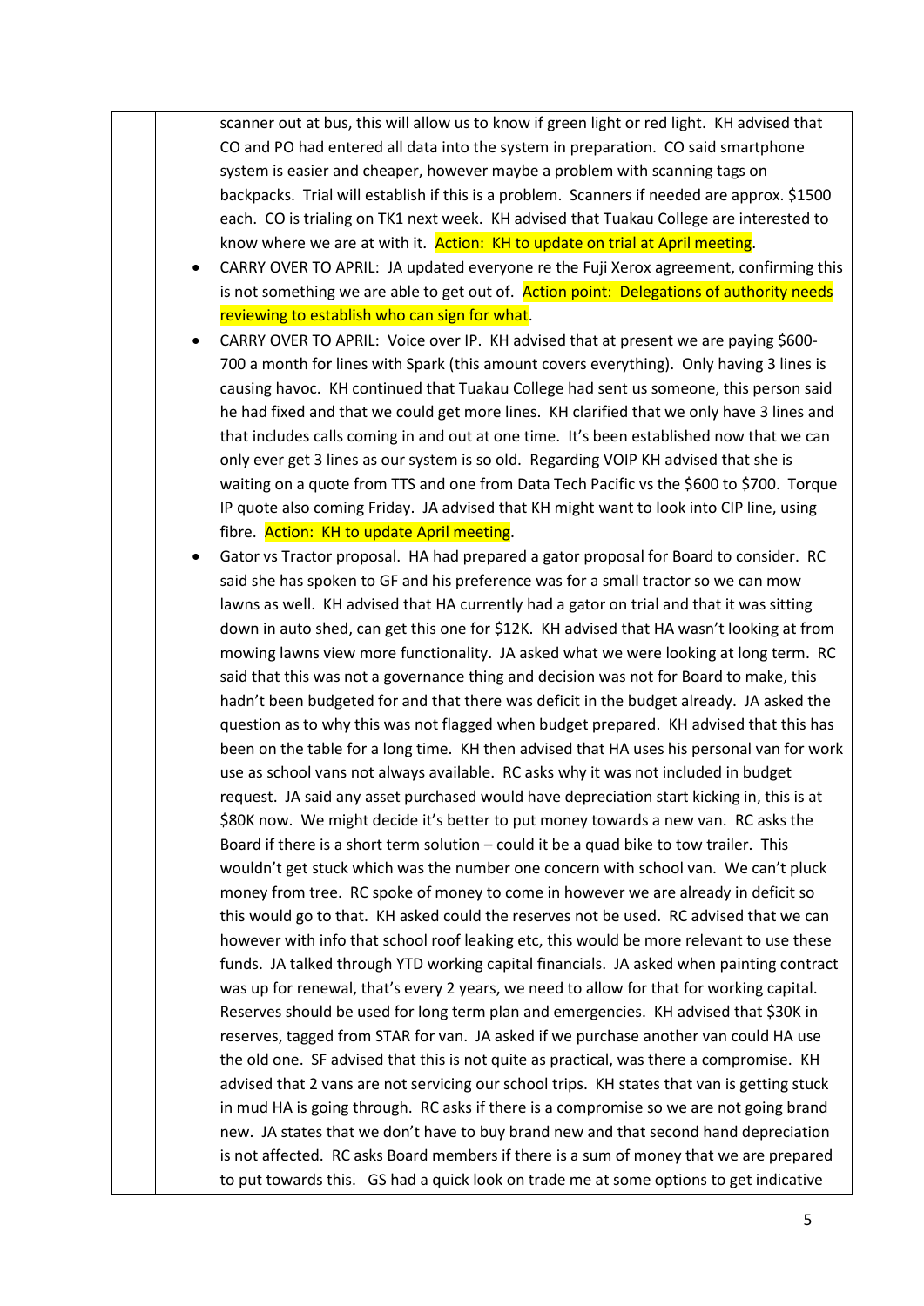scanner out at bus, this will allow us to know if green light or red light. KH advised that CO and PO had entered all data into the system in preparation. CO said smartphone system is easier and cheaper, however maybe a problem with scanning tags on backpacks. Trial will establish if this is a problem. Scanners if needed are approx. $1500 each. CO is trialing on TK1 next week. KH advised that Tuakau College are interested to know where we are at with it. Action: KH to update on trial at April meeting.

- CARRY OVER TO APRIL: JA updated everyone re the Fuji Xerox agreement, confirming this is not something we are able to get out of. Action point: Delegations of authority needs reviewing to establish who can sign for what.
- CARRY OVER TO APRIL: Voice over IP. KH advised that at present we are paying $600-700 a month for lines with Spark (this amount covers everything). Only having 3 lines is causing havoc. KH continued that Tuakau College had sent us someone, this person said he had fixed and that we could get more lines. KH clarified that we only have 3 lines and that includes calls coming in and out at one time. It's been established now that we can only ever get 3 lines as our system is so old. Regarding VOIP KH advised that she is waiting on a quote from TTS and one from Data Tech Pacific vs the $600 to $700. Torque IP quote also coming Friday. JA advised that KH might want to look into CIP line, using fibre. Action: KH to update April meeting.
- Gator vs Tractor proposal. HA had prepared a gator proposal for Board to consider. RC said she has spoken to GF and his preference was for a small tractor so we can mow lawns as well. KH advised that HA currently had a gator on trial and that it was sitting down in auto shed, can get this one for $12K. KH advised that HA wasn't looking at from mowing lawns view more functionality. JA asked what we were looking at long term. RC said that this was not a governance thing and decision was not for Board to make, this hadn't been budgeted for and that there was deficit in the budget already. JA asked the question as to why this was not flagged when budget prepared. KH advised that this has been on the table for a long time. KH then advised that HA uses his personal van for work use as school vans not always available. RC asks why it was not included in budget request. JA said any asset purchased would have depreciation start kicking in, this is at $80K now. We might decide it's better to put money towards a new van. RC asks the Board if there is a short term solution – could it be a quad bike to tow trailer. This wouldn't get stuck which was the number one concern with school van. We can't pluck money from tree. RC spoke of money to come in however we are already in deficit so this would go to that. KH asked could the reserves not be used. RC advised that we can however with info that school roof leaking etc, this would be more relevant to use these funds. JA talked through YTD working capital financials. JA asked when painting contract was up for renewal, that's every 2 years, we need to allow for that for working capital. Reserves should be used for long term plan and emergencies. KH advised that $30K in reserves, tagged from STAR for van. JA asked if we purchase another van could HA use the old one. SF advised that this is not quite as practical, was there a compromise. KH advised that 2 vans are not servicing our school trips. KH states that van is getting stuck in mud HA is going through. RC asks if there is a compromise so we are not going brand new. JA states that we don't have to buy brand new and that second hand depreciation is not affected. RC asks Board members if there is a sum of money that we are prepared to put towards this. GS had a quick look on trade me at some options to get indicative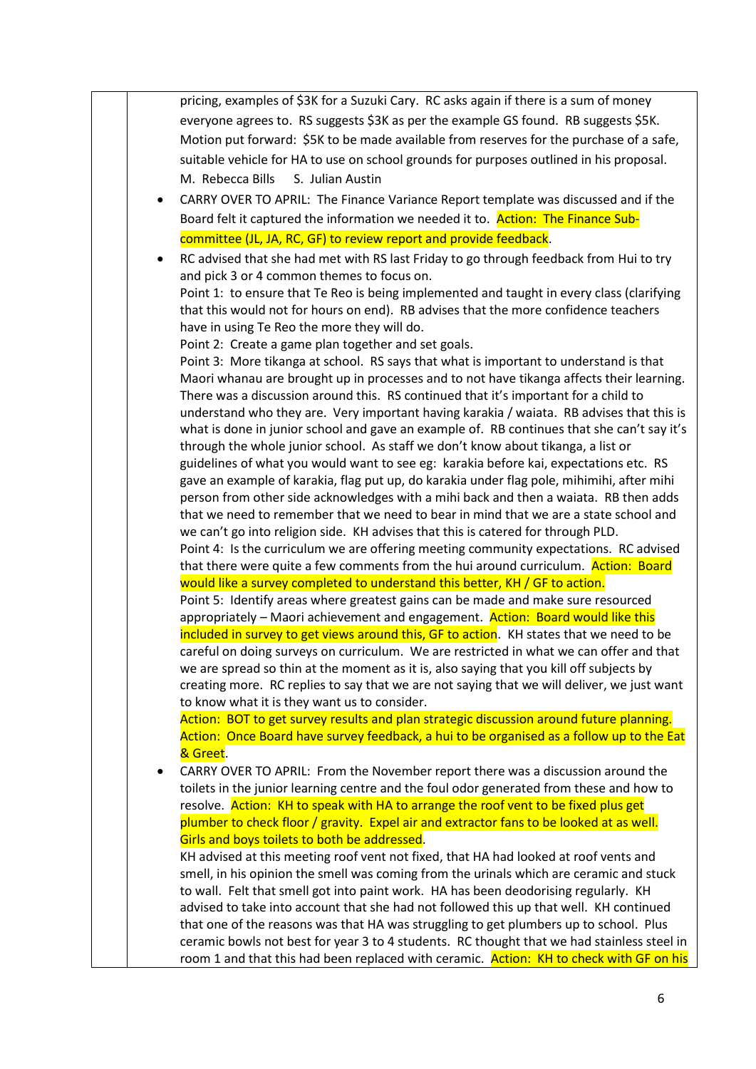pricing, examples of $3K for a Suzuki Cary. RC asks again if there is a sum of money everyone agrees to. RS suggests $3K as per the example GS found. RB suggests $5K. Motion put forward: $5K to be made available from reserves for the purchase of a safe, suitable vehicle for HA to use on school grounds for purposes outlined in his proposal.
M. Rebecca Bills   S. Julian Austin

- CARRY OVER TO APRIL: The Finance Variance Report template was discussed and if the Board felt it captured the information we needed it to. Action: The Finance Sub-committee (JL, JA, RC, GF) to review report and provide feedback.
- RC advised that she had met with RS last Friday to go through feedback from Hui to try and pick 3 or 4 common themes to focus on.
  Point 1: to ensure that Te Reo is being implemented and taught in every class (clarifying that this would not for hours on end). RB advises that the more confidence teachers have in using Te Reo the more they will do.
  Point 2: Create a game plan together and set goals.
  Point 3: More tikanga at school. RS says that what is important to understand is that Maori whanau are brought up in processes and to not have tikanga affects their learning. There was a discussion around this. RS continued that it's important for a child to understand who they are. Very important having karakia / waiata. RB advises that this is what is done in junior school and gave an example of. RB continues that she can't say it's through the whole junior school. As staff we don't know about tikanga, a list or guidelines of what you would want to see eg: karakia before kai, expectations etc. RS gave an example of karakia, flag put up, do karakia under flag pole, mihimihi, after mihi person from other side acknowledges with a mihi back and then a waiata. RB then adds that we need to remember that we need to bear in mind that we are a state school and we can't go into religion side. KH advises that this is catered for through PLD.
  Point 4: Is the curriculum we are offering meeting community expectations. RC advised that there were quite a few comments from the hui around curriculum. Action: Board would like a survey completed to understand this better, KH / GF to action.
  Point 5: Identify areas where greatest gains can be made and make sure resourced appropriately – Maori achievement and engagement. Action: Board would like this included in survey to get views around this, GF to action. KH states that we need to be careful on doing surveys on curriculum. We are restricted in what we can offer and that we are spread so thin at the moment as it is, also saying that you kill off subjects by creating more. RC replies to say that we are not saying that we will deliver, we just want to know what it is they want us to consider.
  Action: BOT to get survey results and plan strategic discussion around future planning.
  Action: Once Board have survey feedback, a hui to be organised as a follow up to the Eat & Greet.
- CARRY OVER TO APRIL: From the November report there was a discussion around the toilets in the junior learning centre and the foul odor generated from these and how to resolve. Action: KH to speak with HA to arrange the roof vent to be fixed plus get plumber to check floor / gravity. Expel air and extractor fans to be looked at as well. Girls and boys toilets to both be addressed.
  KH advised at this meeting roof vent not fixed, that HA had looked at roof vents and smell, in his opinion the smell was coming from the urinals which are ceramic and stuck to wall. Felt that smell got into paint work. HA has been deodorising regularly. KH advised to take into account that she had not followed this up that well. KH continued that one of the reasons was that HA was struggling to get plumbers up to school. Plus ceramic bowls not best for year 3 to 4 students. RC thought that we had stainless steel in room 1 and that this had been replaced with ceramic. Action: KH to check with GF on his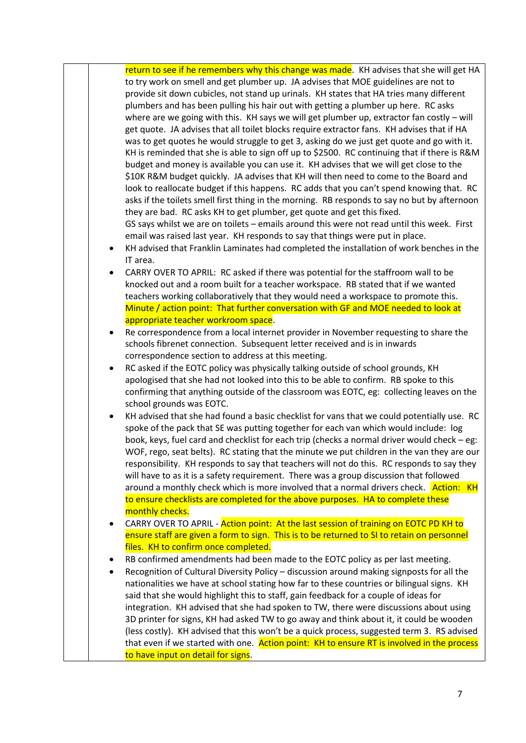return to see if he remembers why this change was made. KH advises that she will get HA to try work on smell and get plumber up. JA advises that MOE guidelines are not to provide sit down cubicles, not stand up urinals. KH states that HA tries many different plumbers and has been pulling his hair out with getting a plumber up here. RC asks where are we going with this. KH says we will get plumber up, extractor fan costly – will get quote. JA advises that all toilet blocks require extractor fans. KH advises that if HA was to get quotes he would struggle to get 3, asking do we just get quote and go with it. KH is reminded that she is able to sign off up to $2500. RC continuing that if there is R&M budget and money is available you can use it. KH advises that we will get close to the $10K R&M budget quickly. JA advises that KH will then need to come to the Board and look to reallocate budget if this happens. RC adds that you can't spend knowing that. RC asks if the toilets smell first thing in the morning. RB responds to say no but by afternoon they are bad. RC asks KH to get plumber, get quote and get this fixed.
GS says whilst we are on toilets – emails around this were not read until this week. First email was raised last year. KH responds to say that things were put in place.

- KH advised that Franklin Laminates had completed the installation of work benches in the IT area.
- CARRY OVER TO APRIL: RC asked if there was potential for the staffroom wall to be knocked out and a room built for a teacher workspace. RB stated that if we wanted teachers working collaboratively that they would need a workspace to promote this. Minute / action point: That further conversation with GF and MOE needed to look at appropriate teacher workroom space.
- Re correspondence from a local internet provider in November requesting to share the schools fibrenet connection. Subsequent letter received and is in inwards correspondence section to address at this meeting.
- RC asked if the EOTC policy was physically talking outside of school grounds, KH apologised that she had not looked into this to be able to confirm. RB spoke to this confirming that anything outside of the classroom was EOTC, eg: collecting leaves on the school grounds was EOTC.
- KH advised that she had found a basic checklist for vans that we could potentially use. RC spoke of the pack that SE was putting together for each van which would include: log book, keys, fuel card and checklist for each trip (checks a normal driver would check – eg: WOF, rego, seat belts). RC stating that the minute we put children in the van they are our responsibility. KH responds to say that teachers will not do this. RC responds to say they will have to as it is a safety requirement. There was a group discussion that followed around a monthly check which is more involved that a normal drivers check. Action: KH to ensure checklists are completed for the above purposes. HA to complete these monthly checks.
- CARRY OVER TO APRIL - Action point: At the last session of training on EOTC PD KH to ensure staff are given a form to sign. This is to be returned to SI to retain on personnel files. KH to confirm once completed.
- RB confirmed amendments had been made to the EOTC policy as per last meeting.
- Recognition of Cultural Diversity Policy – discussion around making signposts for all the nationalities we have at school stating how far to these countries or bilingual signs. KH said that she would highlight this to staff, gain feedback for a couple of ideas for integration. KH advised that she had spoken to TW, there were discussions about using 3D printer for signs, KH had asked TW to go away and think about it, it could be wooden (less costly). KH advised that this won't be a quick process, suggested term 3. RS advised that even if we started with one. Action point: KH to ensure RT is involved in the process to have input on detail for signs.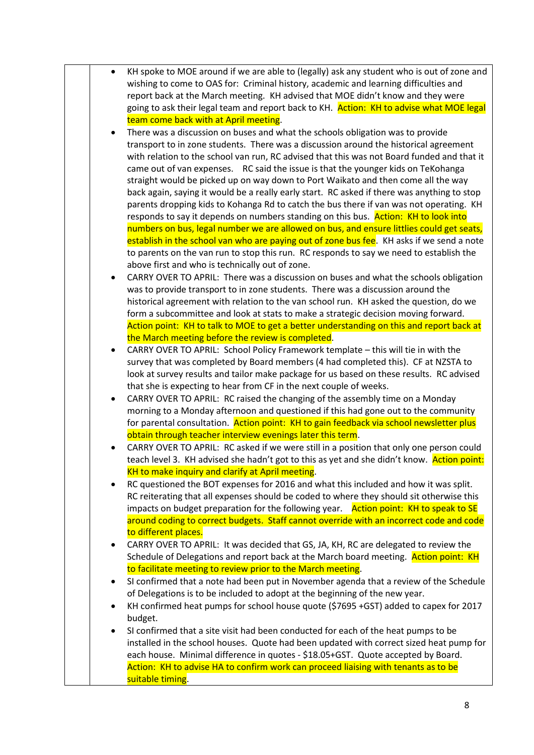| | |
|---|---|
| | - KH spoke to MOE around if we are able to (legally) ask any student who is out of zone and wishing to come to OAS for: Criminal history, academic and learning difficulties and report back at the March meeting. KH advised that MOE didn't know and they were going to ask their legal team and report back to KH. Action: KH to advise what MOE legal team come back with at April meeting.<br>- There was a discussion on buses and what the schools obligation was to provide transport to in zone students. There was a discussion around the historical agreement with relation to the school van run, RC advised that this was not Board funded and that it came out of van expenses. RC said the issue is that the younger kids on TeKohanga straight would be picked up on way down to Port Waikato and then come all the way back again, saying it would be a really early start. RC asked if there was anything to stop parents dropping kids to Kohanga Rd to catch the bus there if van was not operating. KH responds to say it depends on numbers standing on this bus. Action: KH to look into numbers on bus, legal number we are allowed on bus, and ensure littlies could get seats, establish in the school van who are paying out of zone bus fee. KH asks if we send a note to parents on the van run to stop this run. RC responds to say we need to establish the above first and who is technically out of zone.<br>- CARRY OVER TO APRIL: There was a discussion on buses and what the schools obligation was to provide transport to in zone students. There was a discussion around the historical agreement with relation to the van school run. KH asked the question, do we form a subcommittee and look at stats to make a strategic decision moving forward. Action point: KH to talk to MOE to get a better understanding on this and report back at the March meeting before the review is completed.<br>- CARRY OVER TO APRIL: School Policy Framework template – this will tie in with the survey that was completed by Board members (4 had completed this). CF at NZSTA to look at survey results and tailor make package for us based on these results. RC advised that she is expecting to hear from CF in the next couple of weeks.<br>- CARRY OVER TO APRIL: RC raised the changing of the assembly time on a Monday morning to a Monday afternoon and questioned if this had gone out to the community for parental consultation. Action point: KH to gain feedback via school newsletter plus obtain through teacher interview evenings later this term.<br>- CARRY OVER TO APRIL: RC asked if we were still in a position that only one person could teach level 3. KH advised she hadn't got to this as yet and she didn't know. Action point: KH to make inquiry and clarify at April meeting.<br>- RC questioned the BOT expenses for 2016 and what this included and how it was split. RC reiterating that all expenses should be coded to where they should sit otherwise this impacts on budget preparation for the following year. Action point: KH to speak to SE around coding to correct budgets. Staff cannot override with an incorrect code and code to different places.<br>- CARRY OVER TO APRIL: It was decided that GS, JA, KH, RC are delegated to review the Schedule of Delegations and report back at the March board meeting. Action point: KH to facilitate meeting to review prior to the March meeting.<br>- SI confirmed that a note had been put in November agenda that a review of the Schedule of Delegations is to be included to adopt at the beginning of the new year.<br>- KH confirmed heat pumps for school house quote ($7695 +GST) added to capex for 2017 budget.<br>- SI confirmed that a site visit had been conducted for each of the heat pumps to be installed in the school houses. Quote had been updated with correct sized heat pump for each house. Minimal difference in quotes - $18.05+GST. Quote accepted by Board. Action: KH to advise HA to confirm work can proceed liaising with tenants as to be suitable timing. |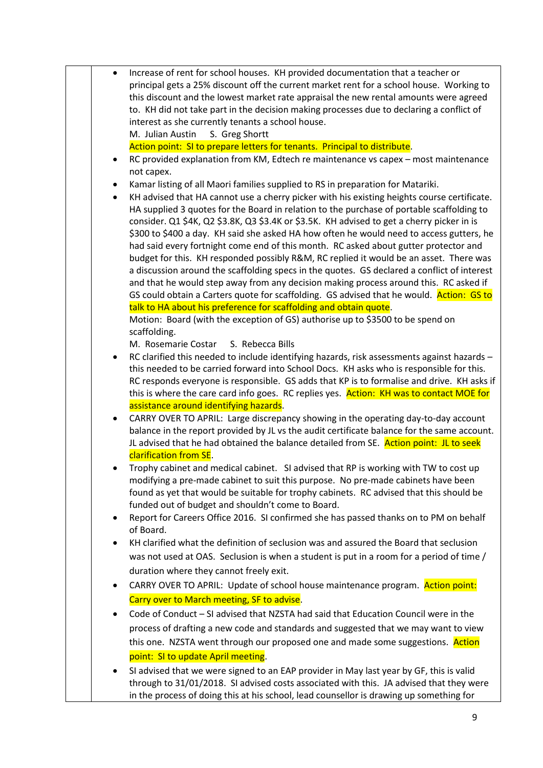- Increase of rent for school houses. KH provided documentation that a teacher or principal gets a 25% discount off the current market rent for a school house. Working to this discount and the lowest market rate appraisal the new rental amounts were agreed to. KH did not take part in the decision making processes due to declaring a conflict of interest as she currently tenants a school house.
  M. Julian Austin S. Greg Shortt
  Action point: SI to prepare letters for tenants. Principal to distribute.
- RC provided explanation from KM, Edtech re maintenance vs capex – most maintenance not capex.
- Kamar listing of all Maori families supplied to RS in preparation for Matariki.
- KH advised that HA cannot use a cherry picker with his existing heights course certificate. HA supplied 3 quotes for the Board in relation to the purchase of portable scaffolding to consider. Q1 $4K, Q2 $3.8K, Q3 $3.4K or $3.5K. KH advised to get a cherry picker in is $300 to $400 a day. KH said she asked HA how often he would need to access gutters, he had said every fortnight come end of this month. RC asked about gutter protector and budget for this. KH responded possibly R&M, RC replied it would be an asset. There was a discussion around the scaffolding specs in the quotes. GS declared a conflict of interest and that he would step away from any decision making process around this. RC asked if GS could obtain a Carters quote for scaffolding. GS advised that he would. Action: GS to talk to HA about his preference for scaffolding and obtain quote.
  Motion: Board (with the exception of GS) authorise up to $3500 to be spend on scaffolding.
  M. Rosemarie Costar S. Rebecca Bills
- RC clarified this needed to include identifying hazards, risk assessments against hazards – this needed to be carried forward into School Docs. KH asks who is responsible for this. RC responds everyone is responsible. GS adds that KP is to formalise and drive. KH asks if this is where the care card info goes. RC replies yes. Action: KH was to contact MOE for assistance around identifying hazards.
- CARRY OVER TO APRIL: Large discrepancy showing in the operating day-to-day account balance in the report provided by JL vs the audit certificate balance for the same account. JL advised that he had obtained the balance detailed from SE. Action point: JL to seek clarification from SE.
- Trophy cabinet and medical cabinet. SI advised that RP is working with TW to cost up modifying a pre-made cabinet to suit this purpose. No pre-made cabinets have been found as yet that would be suitable for trophy cabinets. RC advised that this should be funded out of budget and shouldn't come to Board.
- Report for Careers Office 2016. SI confirmed she has passed thanks on to PM on behalf of Board.
- KH clarified what the definition of seclusion was and assured the Board that seclusion was not used at OAS. Seclusion is when a student is put in a room for a period of time / duration where they cannot freely exit.
- CARRY OVER TO APRIL: Update of school house maintenance program. Action point: Carry over to March meeting, SF to advise.
- Code of Conduct – SI advised that NZSTA had said that Education Council were in the process of drafting a new code and standards and suggested that we may want to view this one. NZSTA went through our proposed one and made some suggestions. Action point: SI to update April meeting.
- SI advised that we were signed to an EAP provider in May last year by GF, this is valid through to 31/01/2018. SI advised costs associated with this. JA advised that they were in the process of doing this at his school, lead counsellor is drawing up something for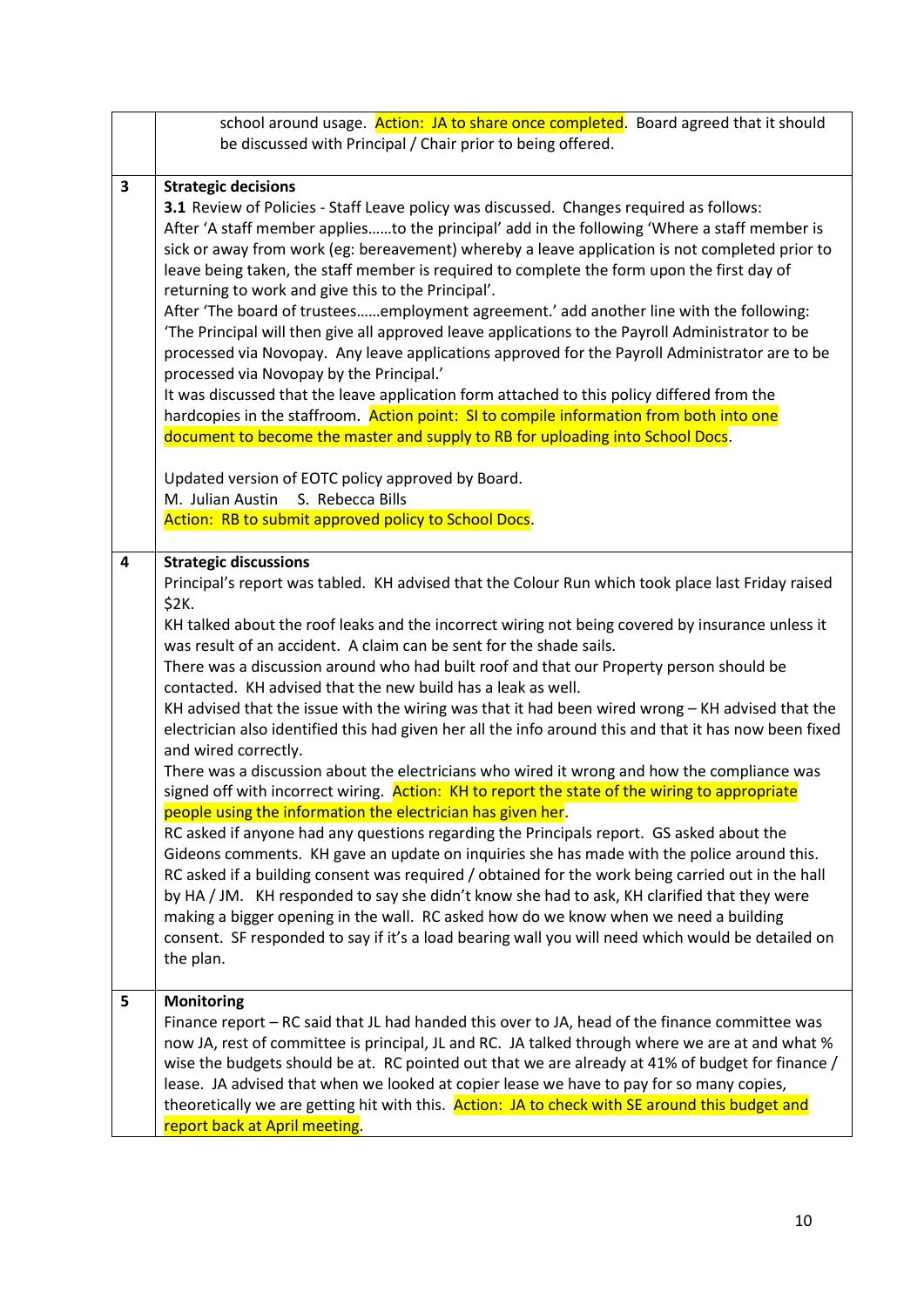| | |
|---|---|
| | school around usage. Action: JA to share once completed. Board agreed that it should be discussed with Principal / Chair prior to being offered. |
| 3 | **Strategic decisions**<br>**3.1** Review of Policies - Staff Leave policy was discussed. Changes required as follows:<br>After 'A staff member applies……to the principal' add in the following 'Where a staff member is sick or away from work (eg: bereavement) whereby a leave application is not completed prior to leave being taken, the staff member is required to complete the form upon the first day of returning to work and give this to the Principal'.<br>After 'The board of trustees……employment agreement.' add another line with the following: 'The Principal will then give all approved leave applications to the Payroll Administrator to be processed via Novopay. Any leave applications approved for the Payroll Administrator are to be processed via Novopay by the Principal.'<br>It was discussed that the leave application form attached to this policy differed from the hardcopies in the staffroom. Action point: SI to compile information from both into one document to become the master and supply to RB for uploading into School Docs.<br><br>Updated version of EOTC policy approved by Board.<br>M. Julian Austin S. Rebecca Bills<br>Action: RB to submit approved policy to School Docs. |
| 4 | **Strategic discussions**<br>Principal's report was tabled. KH advised that the Colour Run which took place last Friday raised $2K.<br>KH talked about the roof leaks and the incorrect wiring not being covered by insurance unless it was result of an accident. A claim can be sent for the shade sails.<br>There was a discussion around who had built roof and that our Property person should be contacted. KH advised that the new build has a leak as well.<br>KH advised that the issue with the wiring was that it had been wired wrong – KH advised that the electrician also identified this had given her all the info around this and that it has now been fixed and wired correctly.<br>There was a discussion about the electricians who wired it wrong and how the compliance was signed off with incorrect wiring. Action: KH to report the state of the wiring to appropriate people using the information the electrician has given her.<br>RC asked if anyone had any questions regarding the Principals report. GS asked about the Gideons comments. KH gave an update on inquiries she has made with the police around this.<br>RC asked if a building consent was required / obtained for the work being carried out in the hall by HA / JM. KH responded to say she didn't know she had to ask, KH clarified that they were making a bigger opening in the wall. RC asked how do we know when we need a building consent. SF responded to say if it's a load bearing wall you will need which would be detailed on the plan. |
| 5 | **Monitoring**<br>Finance report – RC said that JL had handed this over to JA, head of the finance committee was now JA, rest of committee is principal, JL and RC. JA talked through where we are at and what % wise the budgets should be at. RC pointed out that we are already at 41% of budget for finance / lease. JA advised that when we looked at copier lease we have to pay for so many copies, theoretically we are getting hit with this. Action: JA to check with SE around this budget and report back at April meeting. |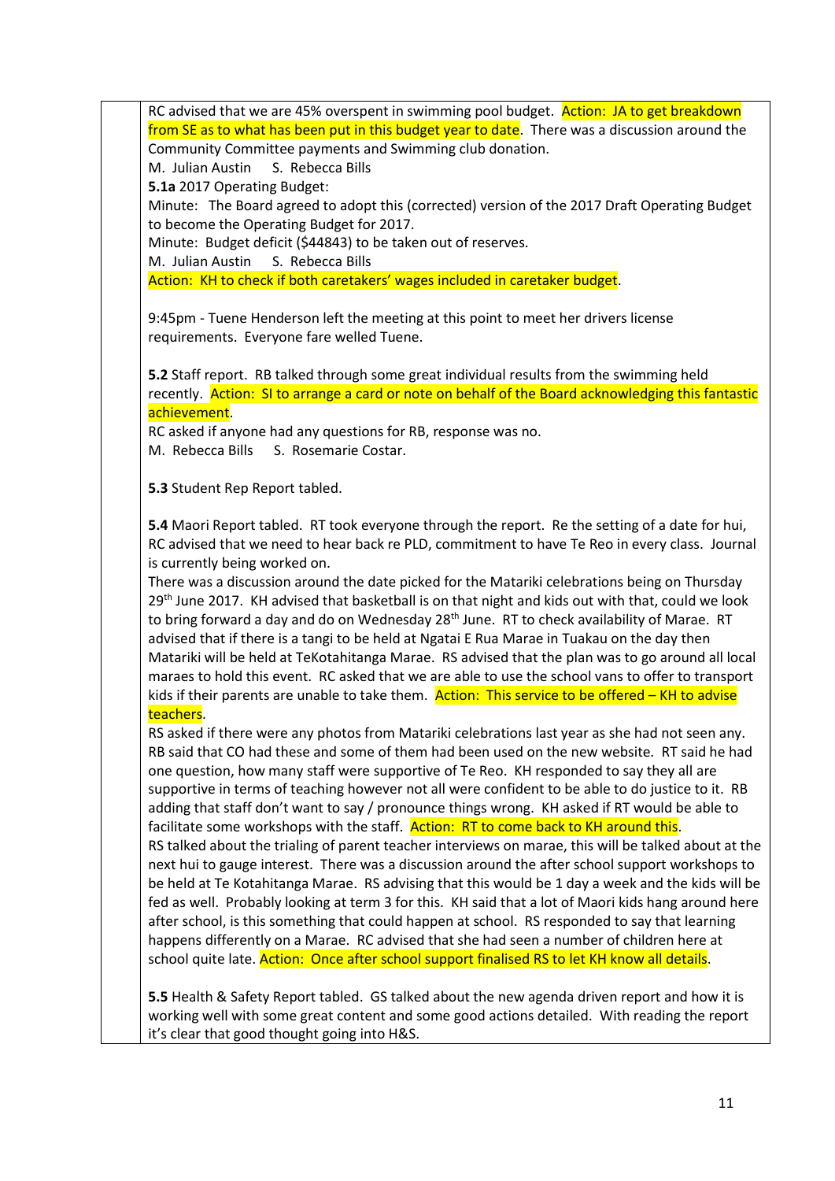RC advised that we are 45% overspent in swimming pool budget. Action: JA to get breakdown from SE as to what has been put in this budget year to date. There was a discussion around the Community Committee payments and Swimming club donation.
M. Julian Austin S. Rebecca Bills

**5.1a** 2017 Operating Budget:
Minute: The Board agreed to adopt this (corrected) version of the 2017 Draft Operating Budget to become the Operating Budget for 2017.
Minute: Budget deficit ($44843) to be taken out of reserves.
M. Julian Austin S. Rebecca Bills
Action: KH to check if both caretakers' wages included in caretaker budget.

9:45pm - Tuene Henderson left the meeting at this point to meet her drivers license requirements. Everyone fare welled Tuene.

**5.2** Staff report. RB talked through some great individual results from the swimming held recently. Action: SI to arrange a card or note on behalf of the Board acknowledging this fantastic achievement.
RC asked if anyone had any questions for RB, response was no.
M. Rebecca Bills S. Rosemarie Costar.

**5.3** Student Rep Report tabled.

**5.4** Maori Report tabled. RT took everyone through the report. Re the setting of a date for hui, RC advised that we need to hear back re PLD, commitment to have Te Reo in every class. Journal is currently being worked on.
There was a discussion around the date picked for the Matariki celebrations being on Thursday 29th June 2017. KH advised that basketball is on that night and kids out with that, could we look to bring forward a day and do on Wednesday 28th June. RT to check availability of Marae. RT advised that if there is a tangi to be held at Ngatai E Rua Marae in Tuakau on the day then Matariki will be held at TeKotahitanga Marae. RS advised that the plan was to go around all local maraes to hold this event. RC asked that we are able to use the school vans to offer to transport kids if their parents are unable to take them. Action: This service to be offered – KH to advise teachers.
RS asked if there were any photos from Matariki celebrations last year as she had not seen any. RB said that CO had these and some of them had been used on the new website. RT said he had one question, how many staff were supportive of Te Reo. KH responded to say they all are supportive in terms of teaching however not all were confident to be able to do justice to it. RB adding that staff don't want to say / pronounce things wrong. KH asked if RT would be able to facilitate some workshops with the staff. Action: RT to come back to KH around this.
RS talked about the trialing of parent teacher interviews on marae, this will be talked about at the next hui to gauge interest. There was a discussion around the after school support workshops to be held at Te Kotahitanga Marae. RS advising that this would be 1 day a week and the kids will be fed as well. Probably looking at term 3 for this. KH said that a lot of Maori kids hang around here after school, is this something that could happen at school. RS responded to say that learning happens differently on a Marae. RC advised that she had seen a number of children here at school quite late. Action: Once after school support finalised RS to let KH know all details.

**5.5** Health & Safety Report tabled. GS talked about the new agenda driven report and how it is working well with some great content and some good actions detailed. With reading the report it's clear that good thought going into H&S.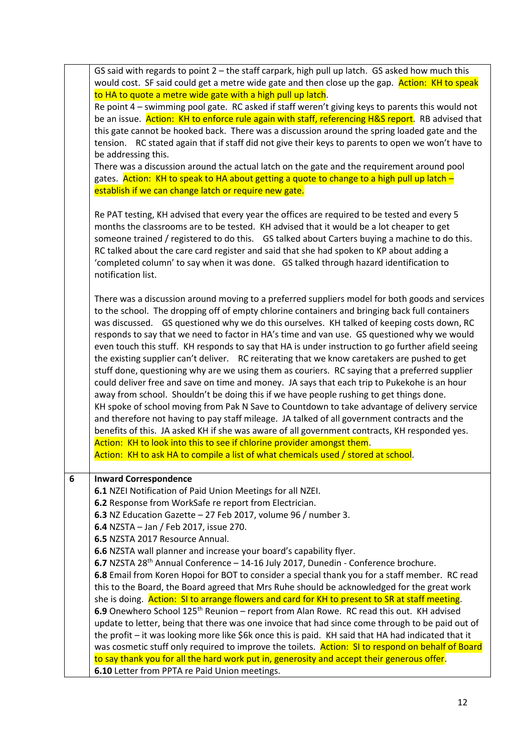| | |
|---|---|
| | GS said with regards to point 2 – the staff carpark, high pull up latch. GS asked how much this would cost. SF said could get a metre wide gate and then close up the gap. Action: KH to speak to HA to quote a metre wide gate with a high pull up latch.<br>Re point 4 – swimming pool gate. RC asked if staff weren't giving keys to parents this would not be an issue. Action: KH to enforce rule again with staff, referencing H&S report. RB advised that this gate cannot be hooked back. There was a discussion around the spring loaded gate and the tension. RC stated again that if staff did not give their keys to parents to open we won't have to be addressing this.<br>There was a discussion around the actual latch on the gate and the requirement around pool gates. Action: KH to speak to HA about getting a quote to change to a high pull up latch – establish if we can change latch or require new gate.<br><br>Re PAT testing, KH advised that every year the offices are required to be tested and every 5 months the classrooms are to be tested. KH advised that it would be a lot cheaper to get someone trained / registered to do this. GS talked about Carters buying a machine to do this. RC talked about the care card register and said that she had spoken to KP about adding a 'completed column' to say when it was done. GS talked through hazard identification to notification list.<br><br>There was a discussion around moving to a preferred suppliers model for both goods and services to the school. The dropping off of empty chlorine containers and bringing back full containers was discussed. GS questioned why we do this ourselves. KH talked of keeping costs down, RC responds to say that we need to factor in HA's time and van use. GS questioned why we would even touch this stuff. KH responds to say that HA is under instruction to go further afield seeing the existing supplier can't deliver. RC reiterating that we know caretakers are pushed to get stuff done, questioning why are we using them as couriers. RC saying that a preferred supplier could deliver free and save on time and money. JA says that each trip to Pukekohe is an hour away from school. Shouldn't be doing this if we have people rushing to get things done.<br>KH spoke of school moving from Pak N Save to Countdown to take advantage of delivery service and therefore not having to pay staff mileage. JA talked of all government contracts and the benefits of this. JA asked KH if she was aware of all government contracts, KH responded yes.<br>Action: KH to look into this to see if chlorine provider amongst them.<br>Action: KH to ask HA to compile a list of what chemicals used / stored at school. |
| 6 | **Inward Correspondence**<br>**6.1** NZEI Notification of Paid Union Meetings for all NZEI.<br>**6.2** Response from WorkSafe re report from Electrician.<br>**6.3** NZ Education Gazette – 27 Feb 2017, volume 96 / number 3.<br>**6.4** NZSTA – Jan / Feb 2017, issue 270.<br>**6.5** NZSTA 2017 Resource Annual.<br>**6.6** NZSTA wall planner and increase your board's capability flyer.<br>**6.7** NZSTA 28th Annual Conference – 14-16 July 2017, Dunedin - Conference brochure.<br>**6.8** Email from Koren Hopoi for BOT to consider a special thank you for a staff member. RC read this to the Board, the Board agreed that Mrs Ruhe should be acknowledged for the great work she is doing. Action: SI to arrange flowers and card for KH to present to SR at staff meeting.<br>**6.9** Onewhero School 125th Reunion – report from Alan Rowe. RC read this out. KH advised update to letter, being that there was one invoice that had since come through to be paid out of the profit – it was looking more like \$6k once this is paid. KH said that HA had indicated that it was cosmetic stuff only required to improve the toilets. Action: SI to respond on behalf of Board to say thank you for all the hard work put in, generosity and accept their generous offer.<br>**6.10** Letter from PPTA re Paid Union meetings. |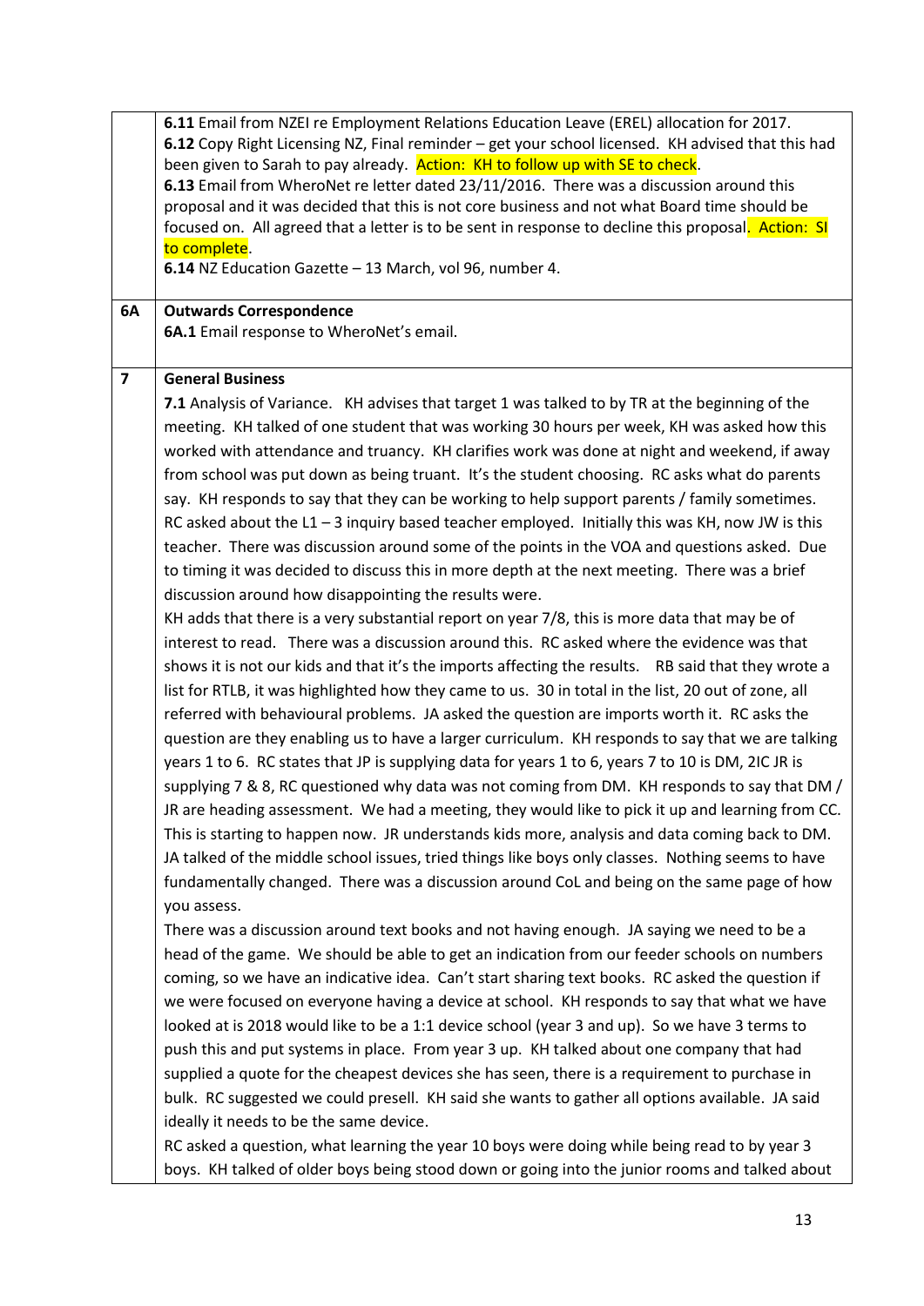| | |
|---|---|
| | **6.11** Email from NZEI re Employment Relations Education Leave (EREL) allocation for 2017.<br>**6.12** Copy Right Licensing NZ, Final reminder – get your school licensed. KH advised that this had been given to Sarah to pay already. Action: KH to follow up with SE to check.<br>**6.13** Email from WheroNet re letter dated 23/11/2016. There was a discussion around this proposal and it was decided that this is not core business and not what Board time should be focused on. All agreed that a letter is to be sent in response to decline this proposal. Action: SI to complete.<br>**6.14** NZ Education Gazette – 13 March, vol 96, number 4. |
| **6A** | **Outwards Correspondence**<br>**6A.1** Email response to WheroNet's email. |
| **7** | **General Business**<br>**7.1** Analysis of Variance. KH advises that target 1 was talked to by TR at the beginning of the meeting. KH talked of one student that was working 30 hours per week, KH was asked how this worked with attendance and truancy. KH clarifies work was done at night and weekend, if away from school was put down as being truant. It's the student choosing. RC asks what do parents say. KH responds to say that they can be working to help support parents / family sometimes. RC asked about the L1 – 3 inquiry based teacher employed. Initially this was KH, now JW is this teacher. There was discussion around some of the points in the VOA and questions asked. Due to timing it was decided to discuss this in more depth at the next meeting. There was a brief discussion around how disappointing the results were.<br>KH adds that there is a very substantial report on year 7/8, this is more data that may be of interest to read. There was a discussion around this. RC asked where the evidence was that shows it is not our kids and that it's the imports affecting the results. RB said that they wrote a list for RTLB, it was highlighted how they came to us. 30 in total in the list, 20 out of zone, all referred with behavioural problems. JA asked the question are imports worth it. RC asks the question are they enabling us to have a larger curriculum. KH responds to say that we are talking years 1 to 6. RC states that JP is supplying data for years 1 to 6, years 7 to 10 is DM, 2IC JR is supplying 7 & 8, RC questioned why data was not coming from DM. KH responds to say that DM / JR are heading assessment. We had a meeting, they would like to pick it up and learning from CC. This is starting to happen now. JR understands kids more, analysis and data coming back to DM. JA talked of the middle school issues, tried things like boys only classes. Nothing seems to have fundamentally changed. There was a discussion around CoL and being on the same page of how you assess.<br>There was a discussion around text books and not having enough. JA saying we need to be a head of the game. We should be able to get an indication from our feeder schools on numbers coming, so we have an indicative idea. Can't start sharing text books. RC asked the question if we were focused on everyone having a device at school. KH responds to say that what we have looked at is 2018 would like to be a 1:1 device school (year 3 and up). So we have 3 terms to push this and put systems in place. From year 3 up. KH talked about one company that had supplied a quote for the cheapest devices she has seen, there is a requirement to purchase in bulk. RC suggested we could presell. KH said she wants to gather all options available. JA said ideally it needs to be the same device.<br>RC asked a question, what learning the year 10 boys were doing while being read to by year 3 boys. KH talked of older boys being stood down or going into the junior rooms and talked about |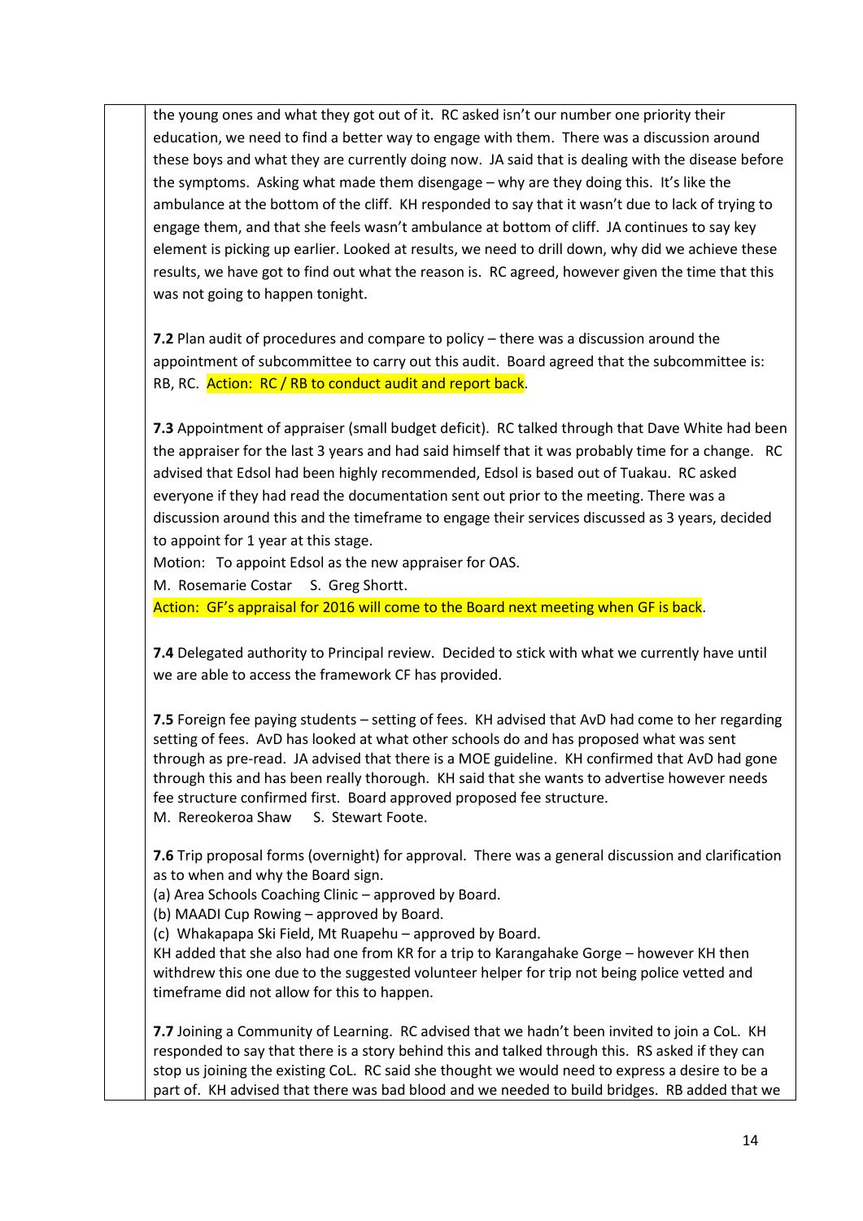the young ones and what they got out of it. RC asked isn't our number one priority their education, we need to find a better way to engage with them. There was a discussion around these boys and what they are currently doing now. JA said that is dealing with the disease before the symptoms. Asking what made them disengage – why are they doing this. It's like the ambulance at the bottom of the cliff. KH responded to say that it wasn't due to lack of trying to engage them, and that she feels wasn't ambulance at bottom of cliff. JA continues to say key element is picking up earlier. Looked at results, we need to drill down, why did we achieve these results, we have got to find out what the reason is. RC agreed, however given the time that this was not going to happen tonight.

**7.2** Plan audit of procedures and compare to policy – there was a discussion around the appointment of subcommittee to carry out this audit. Board agreed that the subcommittee is: RB, RC. Action: RC / RB to conduct audit and report back.

**7.3** Appointment of appraiser (small budget deficit). RC talked through that Dave White had been the appraiser for the last 3 years and had said himself that it was probably time for a change. RC advised that Edsol had been highly recommended, Edsol is based out of Tuakau. RC asked everyone if they had read the documentation sent out prior to the meeting. There was a discussion around this and the timeframe to engage their services discussed as 3 years, decided to appoint for 1 year at this stage.

Motion: To appoint Edsol as the new appraiser for OAS.

M. Rosemarie Costar S. Greg Shortt.

Action: GF's appraisal for 2016 will come to the Board next meeting when GF is back.

**7.4** Delegated authority to Principal review. Decided to stick with what we currently have until we are able to access the framework CF has provided.

**7.5** Foreign fee paying students – setting of fees. KH advised that AvD had come to her regarding setting of fees. AvD has looked at what other schools do and has proposed what was sent through as pre-read. JA advised that there is a MOE guideline. KH confirmed that AvD had gone through this and has been really thorough. KH said that she wants to advertise however needs fee structure confirmed first. Board approved proposed fee structure.

M. Rereokeroa Shaw S. Stewart Foote.

**7.6** Trip proposal forms (overnight) for approval. There was a general discussion and clarification as to when and why the Board sign.

(a) Area Schools Coaching Clinic – approved by Board.

(b) MAADI Cup Rowing – approved by Board.

(c) Whakapapa Ski Field, Mt Ruapehu – approved by Board.

KH added that she also had one from KR for a trip to Karangahake Gorge – however KH then withdrew this one due to the suggested volunteer helper for trip not being police vetted and timeframe did not allow for this to happen.

**7.7** Joining a Community of Learning. RC advised that we hadn't been invited to join a CoL. KH responded to say that there is a story behind this and talked through this. RS asked if they can stop us joining the existing CoL. RC said she thought we would need to express a desire to be a part of. KH advised that there was bad blood and we needed to build bridges. RB added that we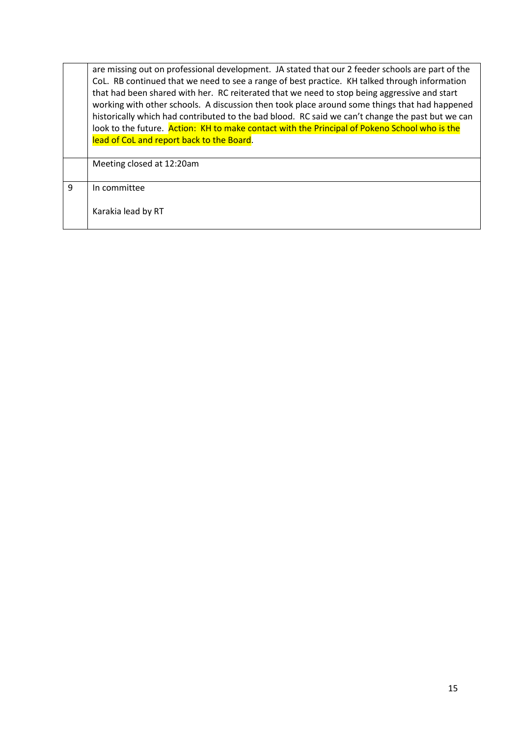| | |
|---|---|
| | are missing out on professional development. JA stated that our 2 feeder schools are part of the CoL. RB continued that we need to see a range of best practice. KH talked through information that had been shared with her. RC reiterated that we need to stop being aggressive and start working with other schools. A discussion then took place around some things that had happened historically which had contributed to the bad blood. RC said we can't change the past but we can look to the future. Action: KH to make contact with the Principal of Pokeno School who is the lead of CoL and report back to the Board. |
| | Meeting closed at 12:20am |
| 9 | In committee<br><br>Karakia lead by RT |